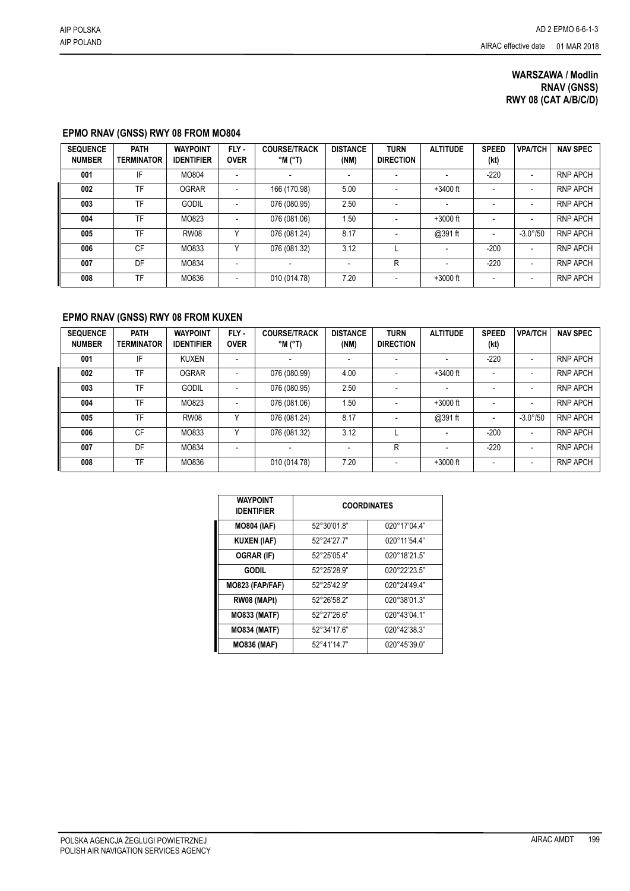**WARSZAWA / Modlin**
**RNAV (GNSS)**
**RWY 08 (CAT A/B/C/D)**

## EPMO RNAV (GNSS) RWY 08 FROM MO804

| SEQUENCE NUMBER | PATH TERMINATOR | WAYPOINT IDENTIFIER | FLY - OVER | COURSE/TRACK °M (°T) | DISTANCE (NM) | TURN DIRECTION | ALTITUDE | SPEED (kt) | VPA/TCH | NAV SPEC |
|---|---|---|---|---|---|---|---|---|---|---|
| 001 | IF | MO804 | - | - | - | - | - | -220 | - | RNP APCH |
| 002 | TF | OGRAR | - | 166 (170.98) | 5.00 | - | +3400 ft | - | - | RNP APCH |
| 003 | TF | GODIL | - | 076 (080.95) | 2.50 | - | - | - | - | RNP APCH |
| 004 | TF | MO823 | - | 076 (081.06) | 1.50 | - | +3000 ft | - | - | RNP APCH |
| 005 | TF | RW08 | Y | 076 (081.24) | 8.17 | - | @391 ft | - | -3.0°/50 | RNP APCH |
| 006 | CF | MO833 | Y | 076 (081.32) | 3.12 | L | - | -200 | - | RNP APCH |
| 007 | DF | MO834 | - | - | - | R | - | -220 | - | RNP APCH |
| 008 | TF | MO836 | - | 010 (014.78) | 7.20 | - | +3000 ft | - | - | RNP APCH |

## EPMO RNAV (GNSS) RWY 08 FROM KUXEN

| SEQUENCE NUMBER | PATH TERMINATOR | WAYPOINT IDENTIFIER | FLY - OVER | COURSE/TRACK °M (°T) | DISTANCE (NM) | TURN DIRECTION | ALTITUDE | SPEED (kt) | VPA/TCH | NAV SPEC |
|---|---|---|---|---|---|---|---|---|---|---|
| 001 | IF | KUXEN | - | - | - | - | - | -220 | - | RNP APCH |
| 002 | TF | OGRAR | - | 076 (080.99) | 4.00 | - | +3400 ft | - | - | RNP APCH |
| 003 | TF | GODIL | - | 076 (080.95) | 2.50 | - | - | - | - | RNP APCH |
| 004 | TF | MO823 | - | 076 (081.06) | 1.50 | - | +3000 ft | - | - | RNP APCH |
| 005 | TF | RW08 | Y | 076 (081.24) | 8.17 | - | @391 ft | - | -3.0°/50 | RNP APCH |
| 006 | CF | MO833 | Y | 076 (081.32) | 3.12 | L | - | -200 | - | RNP APCH |
| 007 | DF | MO834 | - | - | - | R | - | -220 | - | RNP APCH |
| 008 | TF | MO836 | | 010 (014.78) | 7.20 | - | +3000 ft | - | - | RNP APCH |

| WAYPOINT IDENTIFIER | COORDINATES | |
|---|---|---|
| **MO804 (IAF)** | 52°30'01.8" | 020°17'04.4" |
| **KUXEN (IAF)** | 52°24'27.7" | 020°11'54.4" |
| **OGRAR (IF)** | 52°25'05.4" | 020°18'21.5" |
| **GODIL** | 52°25'28.9" | 020°22'23.5" |
| **MO823 (FAP/FAF)** | 52°25'42.9" | 020°24'49.4" |
| **RW08 (MAPt)** | 52°26'58.2" | 020°38'01.3" |
| **MO833 (MATF)** | 52°27'26.6" | 020°43'04.1" |
| **MO834 (MATF)** | 52°34'17.6" | 020°42'38.3" |
| **MO836 (MAF)** | 52°41'14.7" | 020°45'39.0" |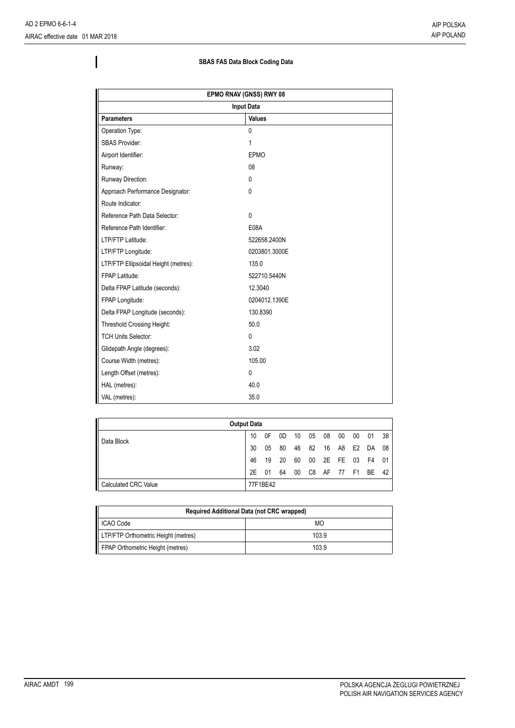**SBAS FAS Data Block Coding Data**

| EPMO RNAV (GNSS) RWY 08 | |
|---|---|
| **Input Data** | |
| **Parameters** | **Values** |
| Operation Type: | 0 |
| SBAS Provider: | 1 |
| Airport Identifier: | EPMO |
| Runway: | 08 |
| Runway Direction: | 0 |
| Approach Performance Designator: | 0 |
| Route Indicator: | |
| Reference Path Data Selector: | 0 |
| Reference Path Identifier: | E08A |
| LTP/FTP Latitude: | 522658.2400N |
| LTP/FTP Longitude: | 0203801.3000E |
| LTP/FTP Ellipsoidal Height (metres): | 135.0 |
| FPAP Latitude: | 522710.5440N |
| Delta FPAP Latitude (seconds): | 12.3040 |
| FPAP Longitude: | 0204012.1390E |
| Delta FPAP Longitude (seconds): | 130.8390 |
| Threshold Crossing Height: | 50.0 |
| TCH Units Selector: | 0 |
| Glidepath Angle (degrees): | 3.02 |
| Course Width (metres): | 105.00 |
| Length Offset (metres): | 0 |
| HAL (metres): | 40.0 |
| VAL (metres): | 35.0 |

| Output Data | | | | | | | | | | |
|---|---|---|---|---|---|---|---|---|---|---|
| Data Block | 10 | 0F | 0D | 10 | 05 | 08 | 00 | 00 | 01 | 38 |
| | 30 | 05 | 80 | 46 | 82 | 16 | A8 | E2 | DA | 08 |
| | 46 | 19 | 20 | 60 | 00 | 2E | FE | 03 | F4 | 01 |
| | 2E | 01 | 64 | 00 | C8 | AF | 77 | F1 | BE | 42 |
| Calculated CRC Value | 77F1BE42 | | | | | | | | | |

| Required Additional Data (not CRC wrapped) | |
|---|---|
| ICAO Code | MO |
| LTP/FTP Orthometric Height (metres) | 103.9 |
| FPAP Orthometric Height (metres) | 103.9 |